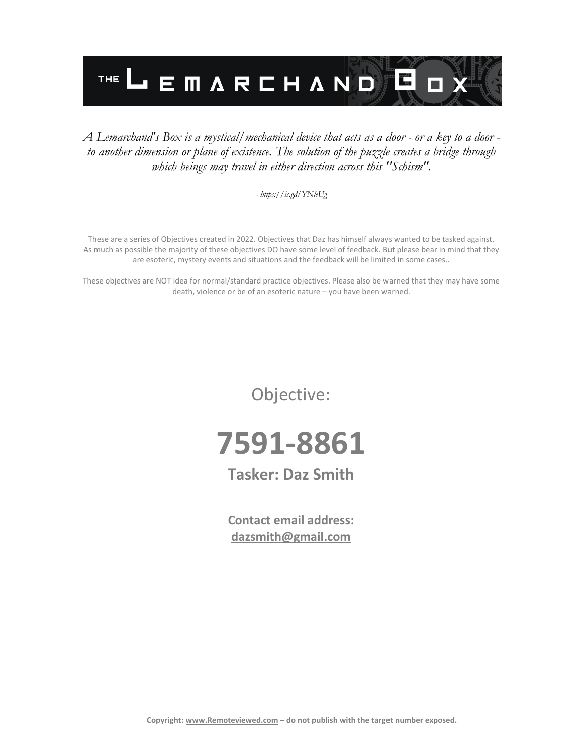# THE LEMARCHAND BOX

*A Lemarchand's Box is a mystical/mechanical device that acts as a door - or a key to a door - to another dimension or plane of existence. The solution of the puzzle creates a bridge through which beings may travel in either direction across this "Schism".*

*- https://is.gd/YNleUg*

These are a series of Objectives created in 2022. Objectives that Daz has himself always wanted to be tasked against. As much as possible the majority of these objectives DO have some level of feedback. But please bear in mind that they are esoteric, mystery events and situations and the feedback will be limited in some cases..

These objectives are NOT idea for normal/standard practice objectives. Please also be warned that they may have some death, violence or be of an esoteric nature – you have been warned.

Objective:

# 7591-8861

**Tasker: Daz Smith**

**Contact email address:**
**dazsmith@gmail.com**

**Copyright: www.Remoteviewed.com – do not publish with the target number exposed.**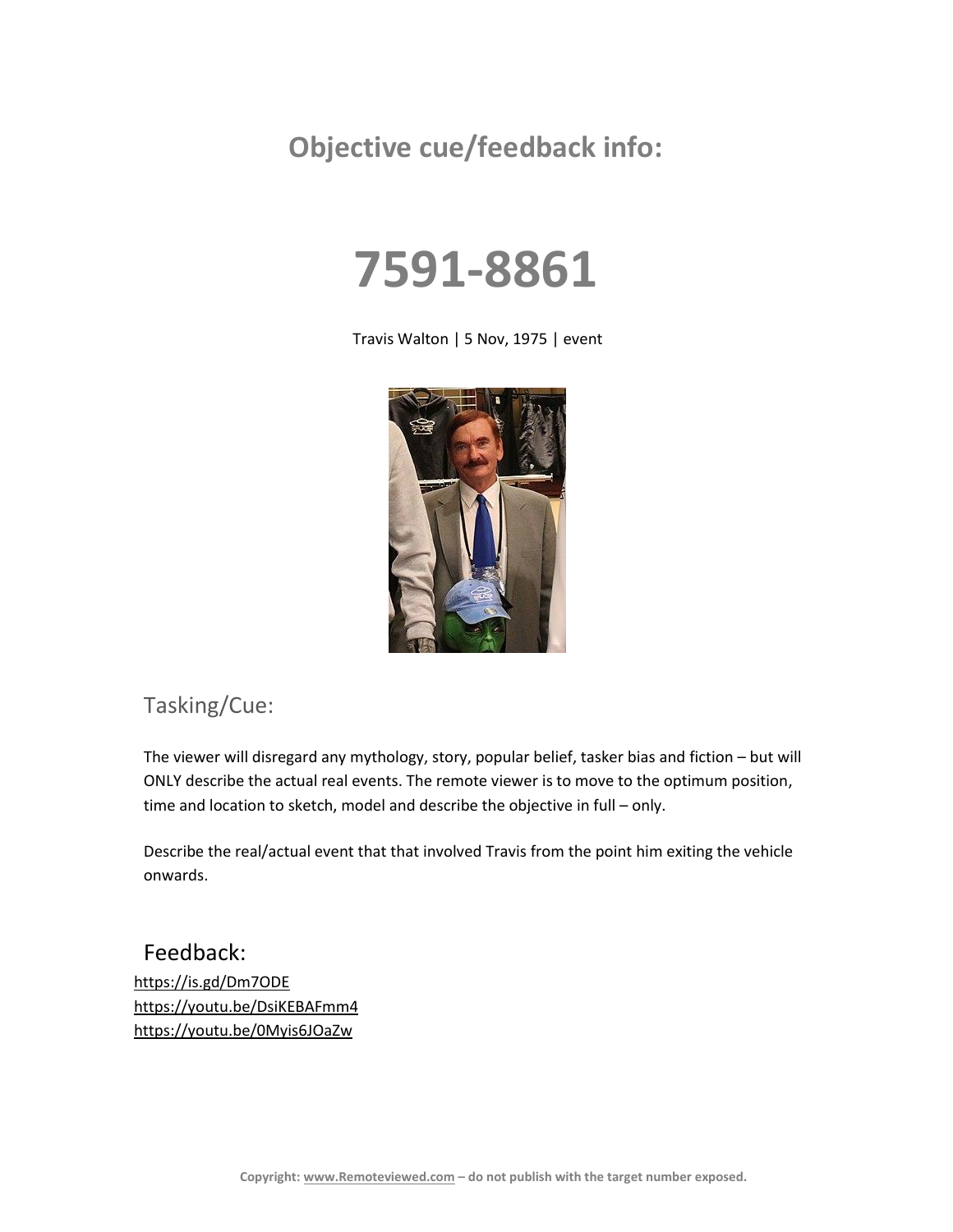## Objective cue/feedback info:

# 7591-8861

Travis Walton | 5 Nov, 1975 | event

## Tasking/Cue:

The viewer will disregard any mythology, story, popular belief, tasker bias and fiction – but will ONLY describe the actual real events. The remote viewer is to move to the optimum position, time and location to sketch, model and describe the objective in full – only.

Describe the real/actual event that that involved Travis from the point him exiting the vehicle onwards.

## Feedback:

https://is.gd/Dm7ODE
https://youtu.be/DsiKEBAFmm4
https://youtu.be/0Myis6JOaZw

Copyright: www.Remoteviewed.com – do not publish with the target number exposed.